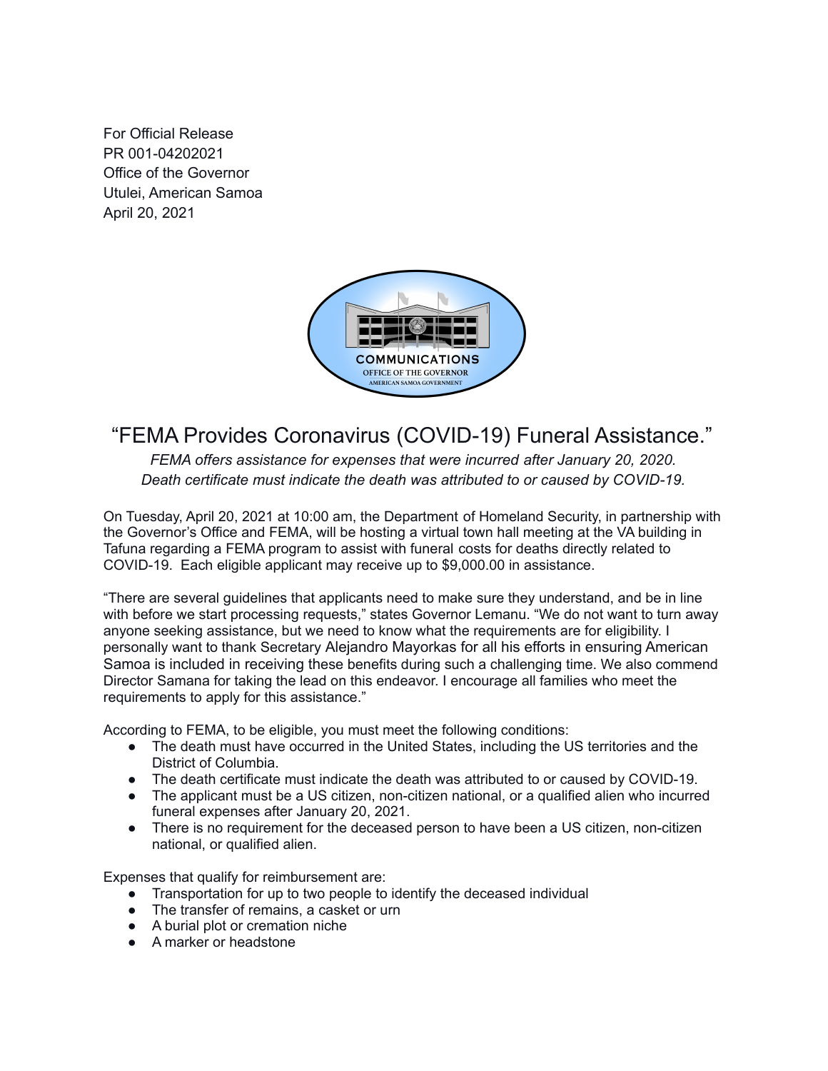For Official Release
PR 001-04202021
Office of the Governor
Utulei, American Samoa
April 20, 2021

COMMUNICATIONS
OFFICE OF THE GOVERNOR
AMERICAN SAMOA GOVERNMENT

# "FEMA Provides Coronavirus (COVID-19) Funeral Assistance."

*FEMA offers assistance for expenses that were incurred after January 20, 2020.*
*Death certificate must indicate the death was attributed to or caused by COVID-19.*

On Tuesday, April 20, 2021 at 10:00 am, the Department of Homeland Security, in partnership with the Governor's Office and FEMA, will be hosting a virtual town hall meeting at the VA building in Tafuna regarding a FEMA program to assist with funeral costs for deaths directly related to COVID-19. Each eligible applicant may receive up to $9,000.00 in assistance.

"There are several guidelines that applicants need to make sure they understand, and be in line with before we start processing requests," states Governor Lemanu. "We do not want to turn away anyone seeking assistance, but we need to know what the requirements are for eligibility. I personally want to thank Secretary Alejandro Mayorkas for all his efforts in ensuring American Samoa is included in receiving these benefits during such a challenging time. We also commend Director Samana for taking the lead on this endeavor. I encourage all families who meet the requirements to apply for this assistance."

According to FEMA, to be eligible, you must meet the following conditions:

- The death must have occurred in the United States, including the US territories and the District of Columbia.
- The death certificate must indicate the death was attributed to or caused by COVID-19.
- The applicant must be a US citizen, non-citizen national, or a qualified alien who incurred funeral expenses after January 20, 2021.
- There is no requirement for the deceased person to have been a US citizen, non-citizen national, or qualified alien.

Expenses that qualify for reimbursement are:

- Transportation for up to two people to identify the deceased individual
- The transfer of remains, a casket or urn
- A burial plot or cremation niche
- A marker or headstone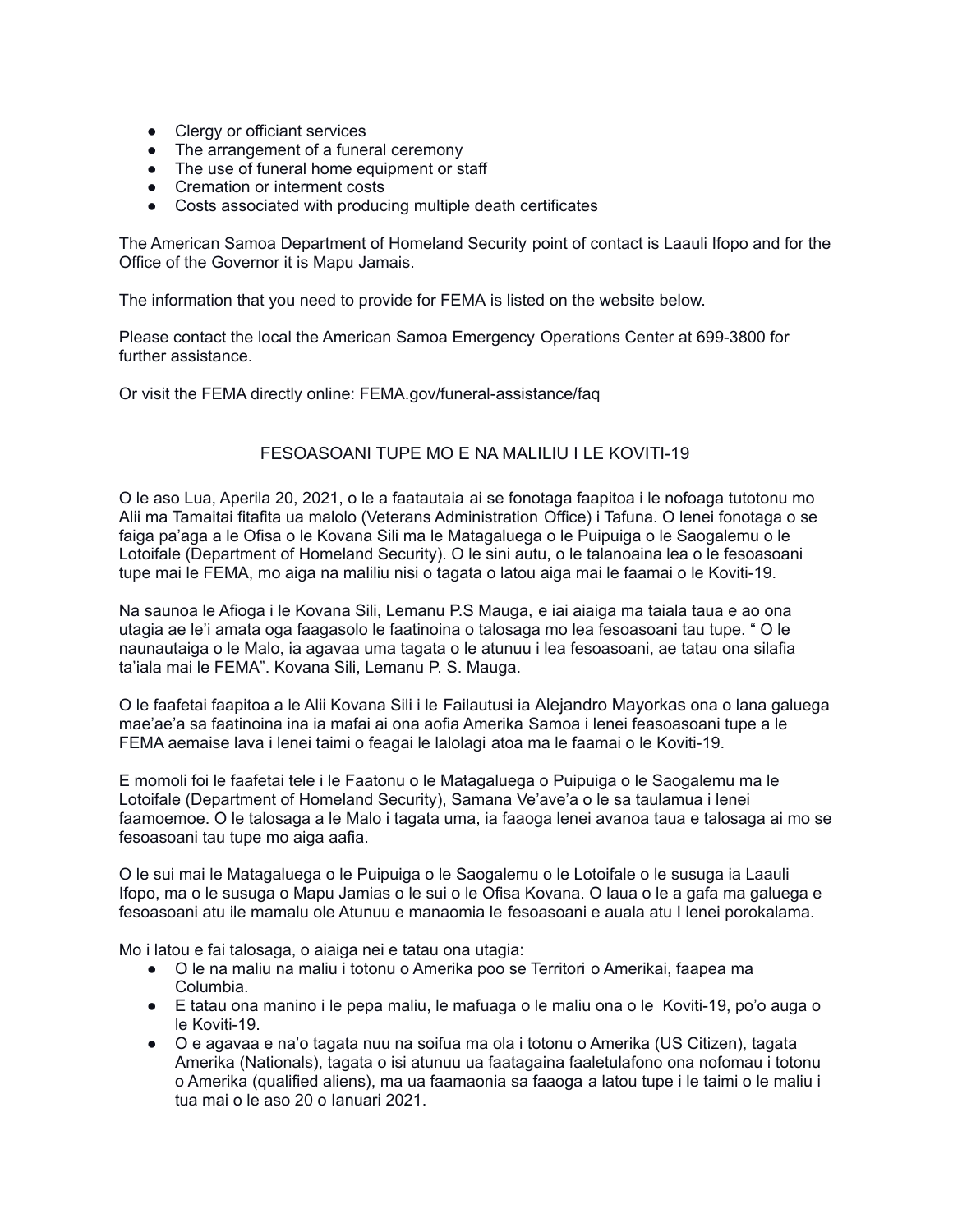- Clergy or officiant services
- The arrangement of a funeral ceremony
- The use of funeral home equipment or staff
- Cremation or interment costs
- Costs associated with producing multiple death certificates

The American Samoa Department of Homeland Security point of contact is Laauli Ifopo and for the Office of the Governor it is Mapu Jamais.

The information that you need to provide for FEMA is listed on the website below.

Please contact the local the American Samoa Emergency Operations Center at 699-3800 for further assistance.

Or visit the FEMA directly online: FEMA.gov/funeral-assistance/faq

## FESOASOANI TUPE MO E NA MALILIU I LE KOVITI-19

O le aso Lua, Aperila 20, 2021, o le a faatautaia ai se fonotaga faapitoa i le nofoaga tutotonu mo Alii ma Tamaitai fitafita ua malolo (Veterans Administration Office) i Tafuna. O lenei fonotaga o se faiga pa'aga a le Ofisa o le Kovana Sili ma le Matagaluega o le Puipuiga o le Saogalemu o le Lotoifale (Department of Homeland Security). O le sini autu, o le talanoaina lea o le fesoasoani tupe mai le FEMA, mo aiga na maliliu nisi o tagata o latou aiga mai le faamai o le Koviti-19.

Na saunoa le Afioga i le Kovana Sili, Lemanu P.S Mauga, e iai aiaiga ma taiala taua e ao ona utagia ae le'i amata oga faagasolo le faatinoina o talosaga mo lea fesoasoani tau tupe. " O le naunautaiga o le Malo, ia agavaa uma tagata o le atunuu i lea fesoasoani, ae tatau ona silafia ta'iala mai le FEMA". Kovana Sili, Lemanu P. S. Mauga.

O le faafetai faapitoa a le Alii Kovana Sili i le Failautusi ia Alejandro Mayorkas ona o lana galuega mae'ae'a sa faatinoina ina ia mafai ai ona aofia Amerika Samoa i lenei feasoasoani tupe a le FEMA aemaise lava i lenei taimi o feagai le lalolagi atoa ma le faamai o le Koviti-19.

E momoli foi le faafetai tele i le Faatonu o le Matagaluega o Puipuiga o le Saogalemu ma le Lotoifale (Department of Homeland Security), Samana Ve'ave'a o le sa taulamua i lenei faamoemoe. O le talosaga a le Malo i tagata uma, ia faaoga lenei avanoa taua e talosaga ai mo se fesoasoani tau tupe mo aiga aafia.

O le sui mai le Matagaluega o le Puipuiga o le Saogalemu o le Lotoifale o le susuga ia Laauli Ifopo, ma o le susuga o Mapu Jamias o le sui o le Ofisa Kovana. O laua o le a gafa ma galuega e fesoasoani atu ile mamalu ole Atunuu e manaomia le fesoasoani e auala atu I lenei porokalama.

Mo i latou e fai talosaga, o aiaiga nei e tatau ona utagia:

- O le na maliu na maliu i totonu o Amerika poo se Territori o Amerikai, faapea ma Columbia.
- E tatau ona manino i le pepa maliu, le mafuaga o le maliu ona o le Koviti-19, po'o auga o le Koviti-19.
- O e agavaa e na'o tagata nuu na soifua ma ola i totonu o Amerika (US Citizen), tagata Amerika (Nationals), tagata o isi atunuu ua faatagaina faaletulafono ona nofomau i totonu o Amerika (qualified aliens), ma ua faamaonia sa faaoga a latou tupe i le taimi o le maliu i tua mai o le aso 20 o Ianuari 2021.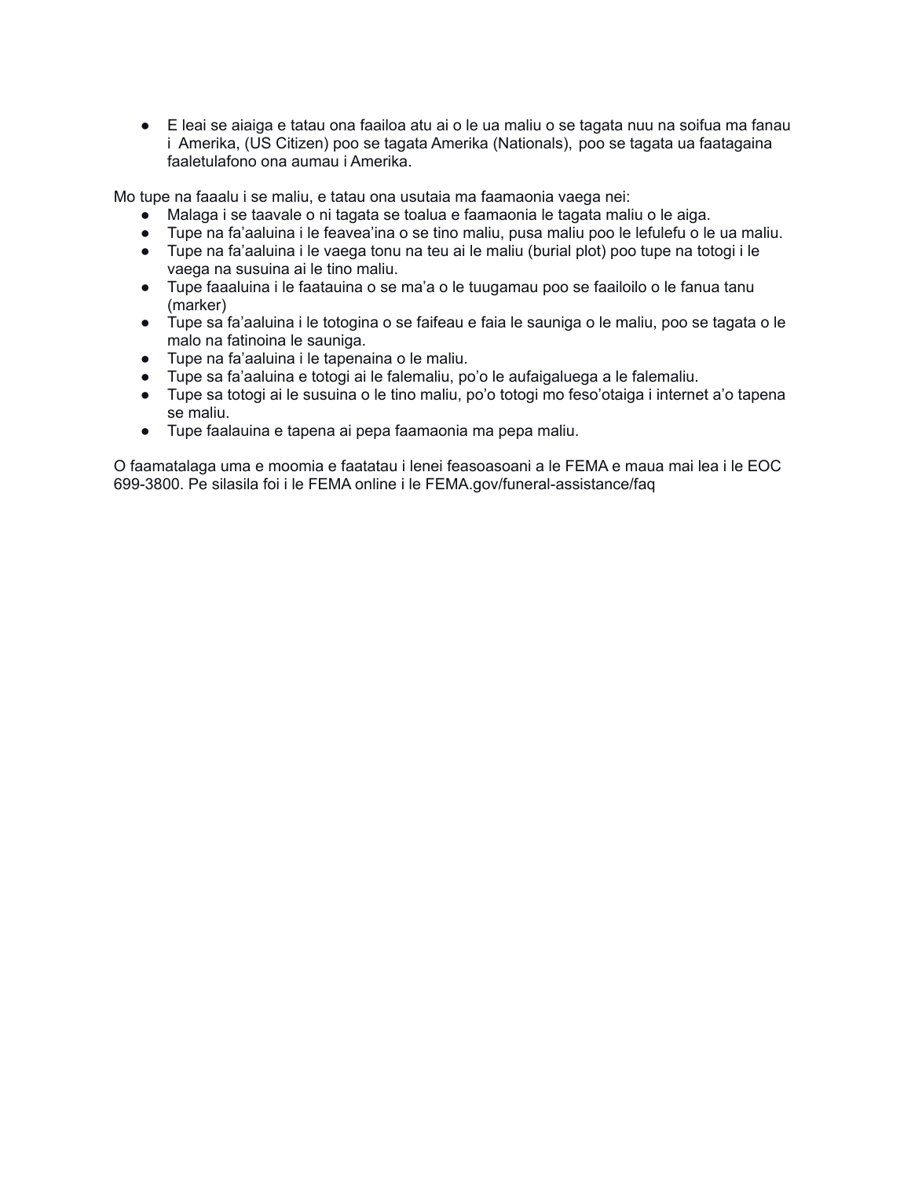- E leai se aiaiga e tatau ona faailoa atu ai o le ua maliu o se tagata nuu na soifua ma fanau i Amerika, (US Citizen) poo se tagata Amerika (Nationals), poo se tagata ua faatagaina faaletulafono ona aumau i Amerika.

Mo tupe na faaalu i se maliu, e tatau ona usutaia ma faamaonia vaega nei:

- Malaga i se taavale o ni tagata se toalua e faamaonia le tagata maliu o le aiga.
- Tupe na fa'aaluina i le feavea'ina o se tino maliu, pusa maliu poo le lefulefu o le ua maliu.
- Tupe na fa'aaluina i le vaega tonu na teu ai le maliu (burial plot) poo tupe na totogi i le vaega na susuina ai le tino maliu.
- Tupe faaaluina i le faatauina o se ma'a o le tuugamau poo se faailoilo o le fanua tanu (marker)
- Tupe sa fa'aaluina i le totogina o se faifeau e faia le sauniga o le maliu, poo se tagata o le malo na fatinoina le sauniga.
- Tupe na fa'aaluina i le tapenaina o le maliu.
- Tupe sa fa'aaluina e totogi ai le falemaliu, po'o le aufaigaluega a le falemaliu.
- Tupe sa totogi ai le susuina o le tino maliu, po'o totogi mo feso'otaiga i internet a'o tapena se maliu.
- Tupe faalauina e tapena ai pepa faamaonia ma pepa maliu.

O faamatalaga uma e moomia e faatatau i lenei feasoasoani a le FEMA e maua mai lea i le EOC 699-3800. Pe silasila foi i le FEMA online i le FEMA.gov/funeral-assistance/faq